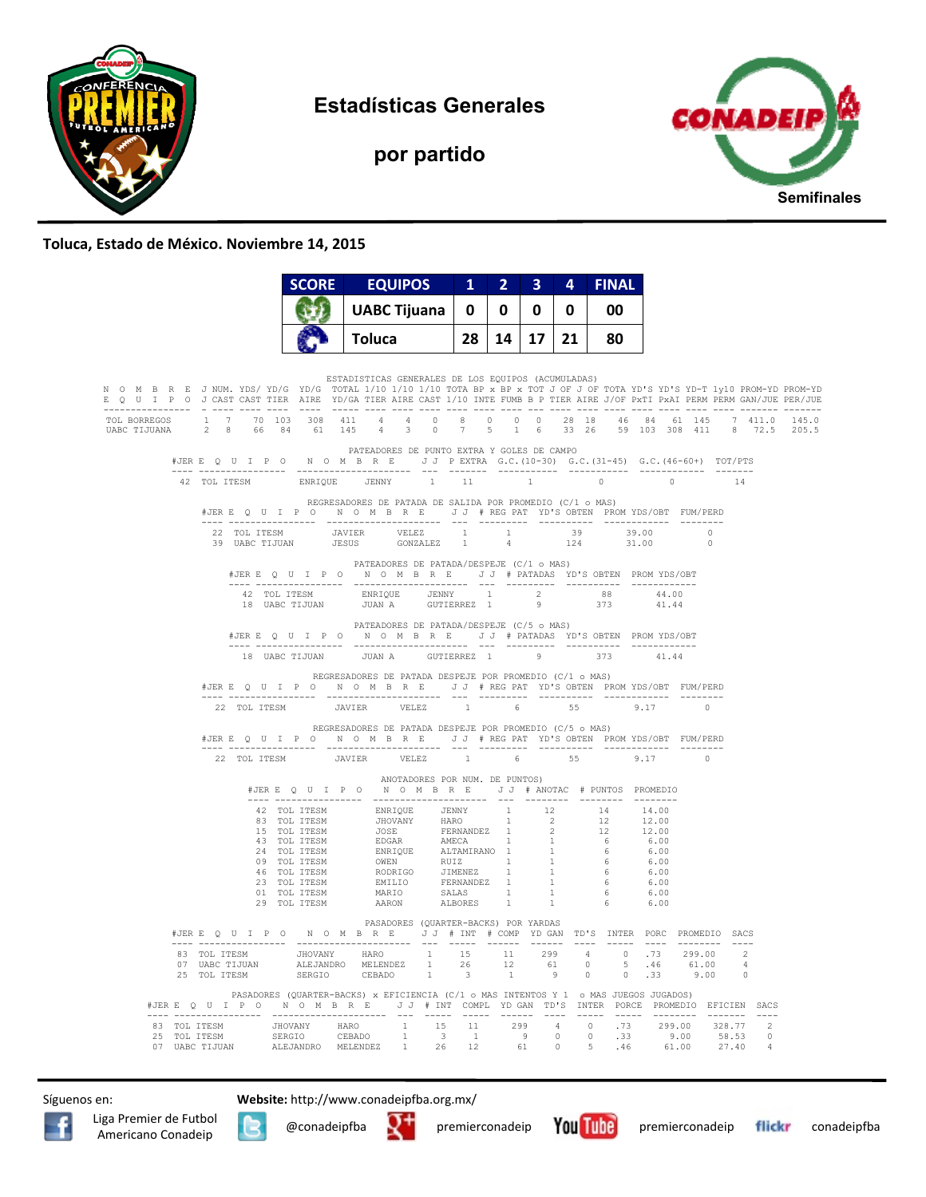# Estadísticas Generales

## por partido

Semifinales

**Toluca, Estado de México. Noviembre 14, 2015**

| SCORE | EQUIPOS | 1 | 2 | 3 | 4 | FINAL |
|---|---|---|---|---|---|---|
| | UABC Tijuana | 0 | 0 | 0 | 0 | 00 |
| | Toluca | 28 | 14 | 17 | 21 | 80 |

ESTADISTICAS GENERALES DE LOS EQUIPOS (ACUMULADAS)

| NOMBRE EQUIPO | J J | NUM. CAST | YDS/ CAST | YD/G TIER | YD/G AIRE | TOTAL YD/GA | 1/10 TIER | 1/10 AIRE | 1/10 CAST | TOTA 1/10 | BP x INTE | BP x FUMB | TOT B P | J OF TIER | J OF AIRE | TOTA J/OF | YD'S PxTI | YD'S PxAI | YD-T PERM | 1y10 PERM | PROM-YD GAN/JUE | PROM-YD PER/JUE |
|---|---|---|---|---|---|---|---|---|---|---|---|---|---|---|---|---|---|---|---|---|---|---|
| TOL BORREGOS | 1 | 7 | 70 | 103 | 308 | 411 | 4 | 4 | 0 | 8 | 0 | 0 | 0 | 28 | 18 | 46 | 84 | 61 | 145 | 7 | 411.0 | 145.0 |
| UABC TIJUANA | 2 | 8 | 66 | 84 | 61 | 145 | 4 | 3 | 0 | 7 | 5 | 1 | 6 | 33 | 26 | 59 | 103 | 308 | 411 | 8 | 72.5 | 205.5 |

PATEADORES DE PUNTO EXTRA Y GOLES DE CAMPO

| #JER | EQUIPO | NOMBRE | | J J | P EXTRA | G.C.(10-30) | G.C.(31-45) | G.C.(46-60+) | TOT/PTS |
|---|---|---|---|---|---|---|---|---|---|
| 42 | TOL ITESM | ENRIQUE | JENNY | 1 | 11 | 1 | 0 | 0 | 14 |

REGRESADORES DE PATADA DE SALIDA POR PROMEDIO (C/1 o MAS)

| #JER | EQUIPO | NOMBRE | | J J | # REG PAT | YD'S OBTEN | PROM YDS/OBT | FUM/PERD |
|---|---|---|---|---|---|---|---|---|
| 22 | TOL ITESM | JAVIER | VELEZ | 1 | 1 | 39 | 39.00 | 0 |
| 39 | UABC TIJUAN | JESUS | GONZALEZ | 1 | 4 | 124 | 31.00 | 0 |

PATEADORES DE PATADA/DESPEJE (C/1 o MAS)

| #JER | EQUIPO | NOMBRE | | J J | # PATADAS | YD'S OBTEN | PROM YDS/OBT |
|---|---|---|---|---|---|---|---|
| 42 | TOL ITESM | ENRIQUE | JENNY | 1 | 2 | 88 | 44.00 |
| 18 | UABC TIJUAN | JUAN A | GUTIERREZ | 1 | 9 | 373 | 41.44 |

PATEADORES DE PATADA/DESPEJE (C/5 o MAS)

| #JER | EQUIPO | NOMBRE | | J J | # PATADAS | YD'S OBTEN | PROM YDS/OBT |
|---|---|---|---|---|---|---|---|
| 18 | UABC TIJUAN | JUAN A | GUTIERREZ | 1 | 9 | 373 | 41.44 |

REGRESADORES DE PATADA DESPEJE POR PROMEDIO (C/1 o MAS)

| #JER | EQUIPO | NOMBRE | | J J | # REG PAT | YD'S OBTEN | PROM YDS/OBT | FUM/PERD |
|---|---|---|---|---|---|---|---|---|
| 22 | TOL ITESM | JAVIER | VELEZ | 1 | 6 | 55 | 9.17 | 0 |

REGRESADORES DE PATADA DESPEJE POR PROMEDIO (C/5 o MAS)

| #JER | EQUIPO | NOMBRE | | J J | # REG PAT | YD'S OBTEN | PROM YDS/OBT | FUM/PERD |
|---|---|---|---|---|---|---|---|---|
| 22 | TOL ITESM | JAVIER | VELEZ | 1 | 6 | 55 | 9.17 | 0 |

ANOTADORES POR NUM. DE PUNTOS)

| #JER | EQUIPO | NOMBRE | | J J | # ANOTAC | # PUNTOS | PROMEDIO |
|---|---|---|---|---|---|---|---|
| 42 | TOL ITESM | ENRIQUE | JENNY | 1 | 12 | 14 | 14.00 |
| 83 | TOL ITESM | JHOVANY | HARO | 1 | 2 | 12 | 12.00 |
| 15 | TOL ITESM | JOSE | FERNANDEZ | 1 | 2 | 12 | 12.00 |
| 43 | TOL ITESM | EDGAR | AMECA | 1 | 1 | 6 | 6.00 |
| 24 | TOL ITESM | ENRIQUE | ALTAMIRANO | 1 | 1 | 6 | 6.00 |
| 09 | TOL ITESM | OWEN | RUIZ | 1 | 1 | 6 | 6.00 |
| 46 | TOL ITESM | RODRIGO | JIMENEZ | 1 | 1 | 6 | 6.00 |
| 23 | TOL ITESM | EMILIO | FERNANDEZ | 1 | 1 | 6 | 6.00 |
| 01 | TOL ITESM | MARIO | SALAS | 1 | 1 | 6 | 6.00 |
| 29 | TOL ITESM | AARON | ALBORES | 1 | 1 | 6 | 6.00 |

PASADORES (QUARTER-BACKS) POR YARDAS

| #JER | EQUIPO | NOMBRE | | J J | # INT | # COMP | YD GAN | TD'S | INTER | PORC | PROMEDIO | SACS |
|---|---|---|---|---|---|---|---|---|---|---|---|---|
| 83 | TOL ITESM | JHOVANY | HARO | 1 | 15 | 11 | 299 | 4 | 0 | .73 | 299.00 | 2 |
| 07 | UABC TIJUAN | ALEJANDRO | MELENDEZ | 1 | 26 | 12 | 61 | 0 | 5 | .46 | 61.00 | 4 |
| 25 | TOL ITESM | SERGIO | CEBADO | 1 | 3 | 1 | 9 | 0 | 0 | .33 | 9.00 | 0 |

PASADORES (QUARTER-BACKS) x EFICIENCIA (C/1 o MAS INTENTOS Y 1 o MAS JUEGOS JUGADOS)

| #JER | EQUIPO | NOMBRE | | J J | # INT | COMPL | YD GAN | TD'S | INTER | PORCE | PROMEDIO | EFICIEN | SACS |
|---|---|---|---|---|---|---|---|---|---|---|---|---|---|
| 83 | TOL ITESM | JHOVANY | HARO | 1 | 15 | 11 | 299 | 4 | 0 | .73 | 299.00 | 328.77 | 2 |
| 25 | TOL ITESM | SERGIO | CEBADO | 1 | 3 | 1 | 9 | 0 | 0 | .33 | 9.00 | 58.53 | 0 |
| 07 | UABC TIJUAN | ALEJANDRO | MELENDEZ | 1 | 26 | 12 | 61 | 0 | 5 | .46 | 61.00 | 27.40 | 4 |

Síguenos en: **Website:** http://www.conadeipfba.org.mx/

Liga Premier de Futbol Americano Conadeip · @conadeipfba · premierconadeip · premierconadeip · conadeipfba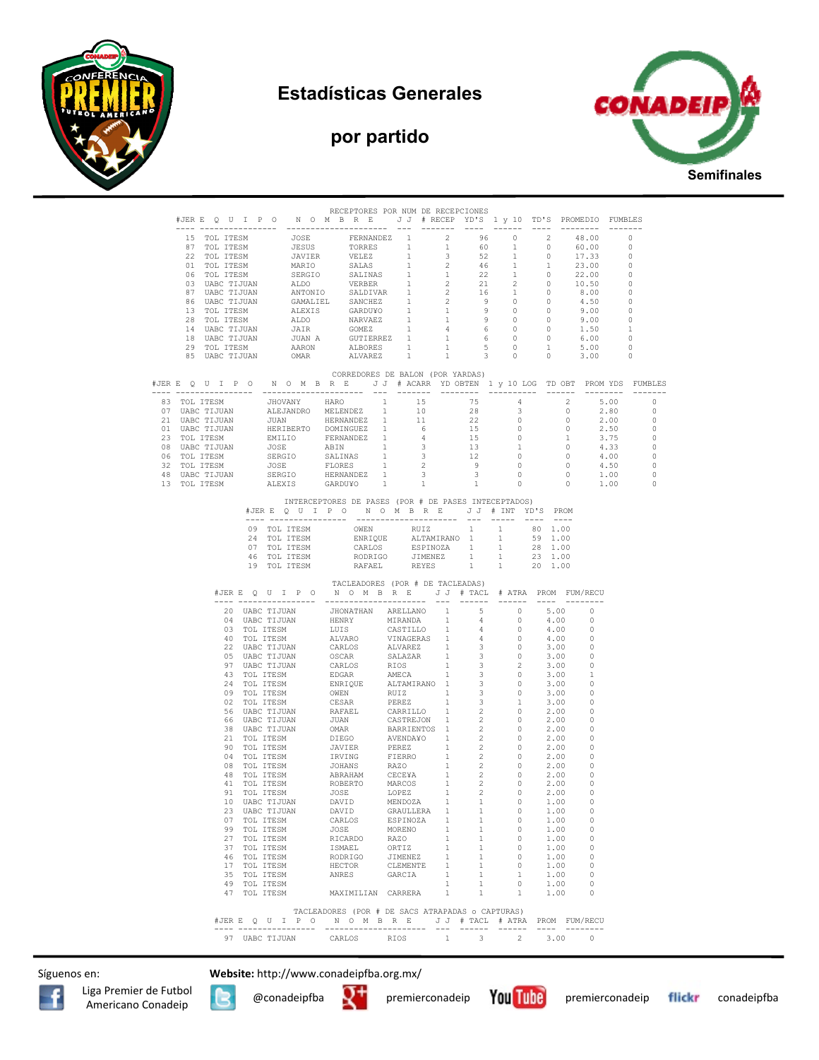# Estadísticas Generales

## por partido

**Semifinales**

RECEPTORES POR NUM DE RECEPCIONES

| #JER | EQUIPO | NOMBRE | | JJ | # RECEP | YD'S | 1 y 10 | TD'S | PROMEDIO | FUMBLES |
|---|---|---|---|---|---|---|---|---|---|---|
| 15 | TOL ITESM | JOSE | FERNANDEZ | 1 | 2 | 96 | 0 | 2 | 48.00 | 0 |
| 87 | TOL ITESM | JESUS | TORRES | 1 | 1 | 60 | 1 | 0 | 60.00 | 0 |
| 22 | TOL ITESM | JAVIER | VELEZ | 1 | 3 | 52 | 1 | 0 | 17.33 | 0 |
| 01 | TOL ITESM | MARIO | SALAS | 1 | 2 | 46 | 1 | 1 | 23.00 | 0 |
| 06 | TOL ITESM | SERGIO | SALINAS | 1 | 1 | 22 | 1 | 0 | 22.00 | 0 |
| 03 | UABC TIJUAN | ALDO | VERBER | 1 | 2 | 21 | 2 | 0 | 10.50 | 0 |
| 87 | UABC TIJUAN | ANTONIO | SALDIVAR | 1 | 2 | 16 | 1 | 0 | 8.00 | 0 |
| 86 | UABC TIJUAN | GAMALIEL | SANCHEZ | 1 | 2 | 9 | 0 | 0 | 4.50 | 0 |
| 13 | TOL ITESM | ALEXIS | GARDU¥O | 1 | 1 | 9 | 0 | 0 | 9.00 | 0 |
| 28 | TOL ITESM | ALDO | NARVAEZ | 1 | 1 | 9 | 0 | 0 | 9.00 | 0 |
| 14 | UABC TIJUAN | JAIR | GOMEZ | 1 | 4 | 6 | 0 | 0 | 1.50 | 1 |
| 18 | UABC TIJUAN | JUAN A | GUTIERREZ | 1 | 1 | 6 | 0 | 0 | 6.00 | 0 |
| 29 | TOL ITESM | AARON | ALBORES | 1 | 1 | 5 | 0 | 1 | 5.00 | 0 |
| 85 | UABC TIJUAN | OMAR | ALVAREZ | 1 | 1 | 3 | 0 | 0 | 3.00 | 0 |

CORREDORES DE BALON (POR YARDAS)

| #JER | EQUIPO | NOMBRE | | JJ | # ACARR | YD OBTEN | 1 y 10 LOG | TD OBT | PROM YDS | FUMBLES |
|---|---|---|---|---|---|---|---|---|---|---|
| 83 | TOL ITESM | JHOVANY | HARO | 1 | 15 | 75 | 4 | 2 | 5.00 | 0 |
| 07 | UABC TIJUAN | ALEJANDRO | MELENDEZ | 1 | 10 | 28 | 3 | 0 | 2.80 | 0 |
| 21 | UABC TIJUAN | JUAN | HERNANDEZ | 1 | 11 | 22 | 0 | 0 | 2.00 | 0 |
| 01 | UABC TIJUAN | HERIBERTO | DOMINGUEZ | 1 | 6 | 15 | 0 | 0 | 2.50 | 0 |
| 23 | TOL ITESM | EMILIO | FERNANDEZ | 1 | 4 | 15 | 0 | 1 | 3.75 | 0 |
| 08 | UABC TIJUAN | JOSE | ABIN | 1 | 3 | 13 | 1 | 0 | 4.33 | 0 |
| 06 | TOL ITESM | SERGIO | SALINAS | 1 | 3 | 12 | 0 | 0 | 4.00 | 0 |
| 32 | TOL ITESM | JOSE | FLORES | 1 | 2 | 9 | 0 | 0 | 4.50 | 0 |
| 48 | UABC TIJUAN | SERGIO | HERNANDEZ | 1 | 3 | 3 | 0 | 0 | 1.00 | 0 |
| 13 | TOL ITESM | ALEXIS | GARDU¥O | 1 | 1 | 1 | 0 | 0 | 1.00 | 0 |

INTERCEPTORES DE PASES (POR # DE PASES INTECEPTADOS)

| #JER | EQUIPO | NOMBRE | | JJ | # INT | YD'S | PROM |
|---|---|---|---|---|---|---|---|
| 09 | TOL ITESM | OWEN | RUIZ | 1 | 1 | 80 | 1.00 |
| 24 | TOL ITESM | ENRIQUE | ALTAMIRANO | 1 | 1 | 59 | 1.00 |
| 07 | TOL ITESM | CARLOS | ESPINOZA | 1 | 1 | 28 | 1.00 |
| 46 | TOL ITESM | RODRIGO | JIMENEZ | 1 | 1 | 23 | 1.00 |
| 19 | TOL ITESM | RAFAEL | REYES | 1 | 1 | 20 | 1.00 |

TACLEADORES (POR # DE TACLEADAS)

| #JER | EQUIPO | NOMBRE | | JJ | # TACL | # ATRA | PROM | FUM/RECU |
|---|---|---|---|---|---|---|---|---|
| 20 | UABC TIJUAN | JHONATHAN | ARELLANO | 1 | 5 | 0 | 5.00 | 0 |
| 04 | UABC TIJUAN | HENRY | MIRANDA | 1 | 4 | 0 | 4.00 | 0 |
| 03 | TOL ITESM | LUIS | CASTILLO | 1 | 4 | 0 | 4.00 | 0 |
| 40 | TOL ITESM | ALVARO | VINAGERAS | 1 | 4 | 0 | 4.00 | 0 |
| 22 | UABC TIJUAN | CARLOS | ALVAREZ | 1 | 3 | 0 | 3.00 | 0 |
| 05 | UABC TIJUAN | OSCAR | SALAZAR | 1 | 3 | 0 | 3.00 | 0 |
| 97 | UABC TIJUAN | CARLOS | RIOS | 1 | 3 | 2 | 3.00 | 0 |
| 43 | TOL ITESM | EDGAR | AMECA | 1 | 3 | 0 | 3.00 | 1 |
| 24 | TOL ITESM | ENRIQUE | ALTAMIRANO | 1 | 3 | 0 | 3.00 | 0 |
| 09 | TOL ITESM | OWEN | RUIZ | 1 | 3 | 0 | 3.00 | 0 |
| 02 | TOL ITESM | CESAR | PEREZ | 1 | 3 | 1 | 3.00 | 0 |
| 56 | UABC TIJUAN | RAFAEL | CARRILLO | 1 | 2 | 0 | 2.00 | 0 |
| 66 | UABC TIJUAN | JUAN | CASTREJON | 1 | 2 | 0 | 2.00 | 0 |
| 38 | UABC TIJUAN | OMAR | BARRIENTOS | 1 | 2 | 0 | 2.00 | 0 |
| 21 | TOL ITESM | DIEGO | AVENDA¥O | 1 | 2 | 0 | 2.00 | 0 |
| 90 | TOL ITESM | JAVIER | PEREZ | 1 | 2 | 0 | 2.00 | 0 |
| 04 | TOL ITESM | IRVING | FIERRO | 1 | 2 | 0 | 2.00 | 0 |
| 08 | TOL ITESM | JOHANS | RAZO | 1 | 2 | 0 | 2.00 | 0 |
| 48 | TOL ITESM | ABRAHAM | CECE¥A | 1 | 2 | 0 | 2.00 | 0 |
| 41 | TOL ITESM | ROBERTO | MARCOS | 1 | 2 | 0 | 2.00 | 0 |
| 91 | TOL ITESM | JOSE | LOPEZ | 1 | 2 | 0 | 2.00 | 0 |
| 10 | UABC TIJUAN | DAVID | MENDOZA | 1 | 1 | 0 | 1.00 | 0 |
| 23 | UABC TIJUAN | DAVID | GRAULLERA | 1 | 1 | 0 | 1.00 | 0 |
| 07 | TOL ITESM | CARLOS | ESPINOZA | 1 | 1 | 0 | 1.00 | 0 |
| 99 | TOL ITESM | JOSE | MORENO | 1 | 1 | 0 | 1.00 | 0 |
| 27 | TOL ITESM | RICARDO | RAZO | 1 | 1 | 0 | 1.00 | 0 |
| 37 | TOL ITESM | ISMAEL | ORTIZ | 1 | 1 | 0 | 1.00 | 0 |
| 46 | TOL ITESM | RODRIGO | JIMENEZ | 1 | 1 | 0 | 1.00 | 0 |
| 17 | TOL ITESM | HECTOR | CLEMENTE | 1 | 1 | 0 | 1.00 | 0 |
| 35 | TOL ITESM | ANRES | GARCIA | 1 | 1 | 1 | 1.00 | 0 |
| 49 | TOL ITESM | | | 1 | 1 | 0 | 1.00 | 0 |
| 47 | TOL ITESM | MAXIMILIAN | CARRERA | 1 | 1 | 1 | 1.00 | 0 |

TACLEADORES (POR # DE SACS ATRAPADAS o CAPTURAS)

| #JER | EQUIPO | NOMBRE | | JJ | # TACL | # ATRA | PROM | FUM/RECU |
|---|---|---|---|---|---|---|---|---|
| 97 | UABC TIJUAN | CARLOS | RIOS | 1 | 3 | 2 | 3.00 | 0 |

Síguenos en: Liga Premier de Futbol Americano Conadeip

**Website:** http://www.conadeipfba.org.mx/

@conadeipfba premierconadeip premierconadeip conadeipfba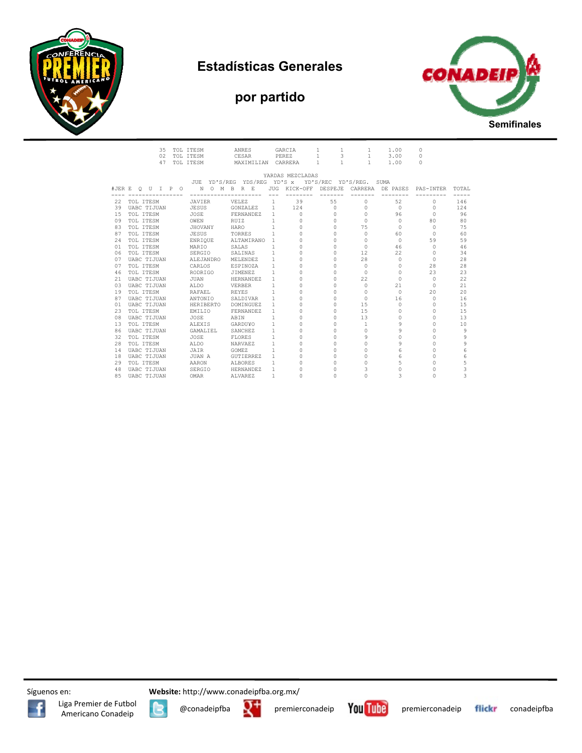# Estadísticas Generales

## por partido

Semifinales

| | | | | | | | |
|---|---|---|---|---|---|---|---|
| 35 | TOL ITESM | ANRES | GARCIA | 1 | 1 | 1 | 1.00 | 0 |
| 02 | TOL ITESM | CESAR | PEREZ | 1 | 3 | 1 | 3.00 | 0 |
| 47 | TOL ITESM | MAXIMILIAN | CARRERA | 1 | 1 | 1 | 1.00 | 0 |

YARDAS MEZCLADAS

| #JER | E Q U I P O | N O M B R E | | JUE JUG | YD'S/REG KICK-OFF | YDS/REG DESPEJE | YD'S x CARRERA | YD'S/REC DE PASES | YD'S/REG. PAS-INTER | SUMA TOTAL |
|---|---|---|---|---|---|---|---|---|---|---|
| 22 | TOL ITESM | JAVIER | VELEZ | 1 | 39 | 55 | 0 | 52 | 0 | 146 |
| 39 | UABC TIJUAN | JESUS | GONZALEZ | 1 | 124 | 0 | 0 | 0 | 0 | 124 |
| 15 | TOL ITESM | JOSE | FERNANDEZ | 1 | 0 | 0 | 0 | 96 | 0 | 96 |
| 09 | TOL ITESM | OWEN | RUIZ | 1 | 0 | 0 | 0 | 0 | 80 | 80 |
| 83 | TOL ITESM | JHOVANY | HARO | 1 | 0 | 0 | 75 | 0 | 0 | 75 |
| 87 | TOL ITESM | JESUS | TORRES | 1 | 0 | 0 | 0 | 60 | 0 | 60 |
| 24 | TOL ITESM | ENRIQUE | ALTAMIRANO | 1 | 0 | 0 | 0 | 0 | 59 | 59 |
| 01 | TOL ITESM | MARIO | SALAS | 1 | 0 | 0 | 0 | 46 | 0 | 46 |
| 06 | TOL ITESM | SERGIO | SALINAS | 1 | 0 | 0 | 12 | 22 | 0 | 34 |
| 07 | UABC TIJUAN | ALEJANDRO | MELENDEZ | 1 | 0 | 0 | 28 | 0 | 0 | 28 |
| 07 | TOL ITESM | CARLOS | ESPINOZA | 1 | 0 | 0 | 0 | 0 | 28 | 28 |
| 46 | TOL ITESM | RODRIGO | JIMENEZ | 1 | 0 | 0 | 0 | 0 | 23 | 23 |
| 21 | UABC TIJUAN | JUAN | HERNANDEZ | 1 | 0 | 0 | 22 | 0 | 0 | 22 |
| 03 | UABC TIJUAN | ALDO | VERBER | 1 | 0 | 0 | 0 | 21 | 0 | 21 |
| 19 | TOL ITESM | RAFAEL | REYES | 1 | 0 | 0 | 0 | 0 | 20 | 20 |
| 87 | UABC TIJUAN | ANTONIO | SALDIVAR | 1 | 0 | 0 | 0 | 16 | 0 | 16 |
| 01 | UABC TIJUAN | HERIBERTO | DOMINGUEZ | 1 | 0 | 0 | 15 | 0 | 0 | 15 |
| 23 | TOL ITESM | EMILIO | FERNANDEZ | 1 | 0 | 0 | 15 | 0 | 0 | 15 |
| 08 | UABC TIJUAN | JOSE | ABIN | 1 | 0 | 0 | 13 | 0 | 0 | 13 |
| 13 | TOL ITESM | ALEXIS | GARDU¥O | 1 | 0 | 0 | 1 | 9 | 0 | 10 |
| 86 | UABC TIJUAN | GAMALIEL | SANCHEZ | 1 | 0 | 0 | 0 | 9 | 0 | 9 |
| 32 | TOL ITESM | JOSE | FLORES | 1 | 0 | 0 | 9 | 0 | 0 | 9 |
| 28 | TOL ITESM | ALDO | NARVAEZ | 1 | 0 | 0 | 0 | 9 | 0 | 9 |
| 14 | UABC TIJUAN | JAIR | GOMEZ | 1 | 0 | 0 | 0 | 6 | 0 | 6 |
| 18 | UABC TIJUAN | JUAN A | GUTIERREZ | 1 | 0 | 0 | 0 | 6 | 0 | 6 |
| 29 | TOL ITESM | AARON | ALBORES | 1 | 0 | 0 | 0 | 5 | 0 | 5 |
| 48 | UABC TIJUAN | SERGIO | HERNANDEZ | 1 | 0 | 0 | 3 | 0 | 0 | 3 |
| 85 | UABC TIJUAN | OMAR | ALVAREZ | 1 | 0 | 0 | 0 | 3 | 0 | 3 |

Síguenos en: **Website:** http://www.conadeipfba.org.mx/

Liga Premier de Futbol Americano Conadeip | @conadeipfba | premierconadeip | premierconadeip | conadeipfba